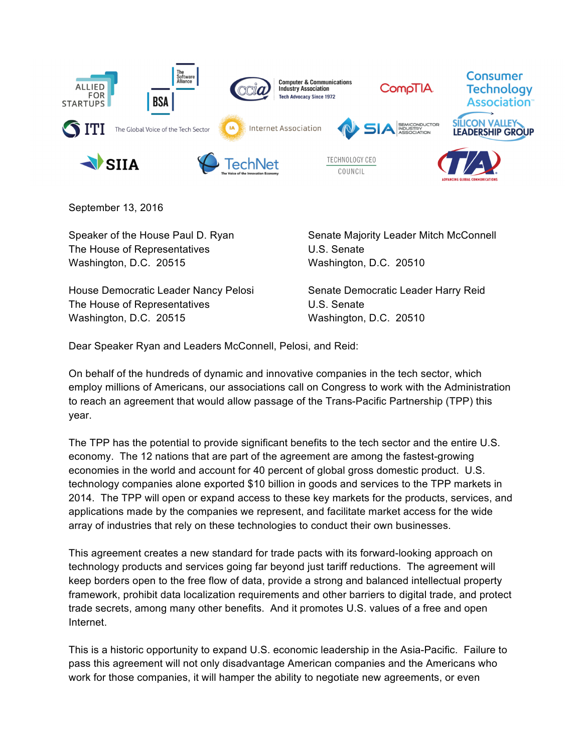September 13, 2016

Speaker of the House Paul D. Ryan
The House of Representatives
Washington, D.C. 20515

Senate Majority Leader Mitch McConnell
U.S. Senate
Washington, D.C. 20510

House Democratic Leader Nancy Pelosi
The House of Representatives
Washington, D.C. 20515

Senate Democratic Leader Harry Reid
U.S. Senate
Washington, D.C. 20510

Dear Speaker Ryan and Leaders McConnell, Pelosi, and Reid:

On behalf of the hundreds of dynamic and innovative companies in the tech sector, which employ millions of Americans, our associations call on Congress to work with the Administration to reach an agreement that would allow passage of the Trans-Pacific Partnership (TPP) this year.

The TPP has the potential to provide significant benefits to the tech sector and the entire U.S. economy. The 12 nations that are part of the agreement are among the fastest-growing economies in the world and account for 40 percent of global gross domestic product. U.S. technology companies alone exported $10 billion in goods and services to the TPP markets in 2014. The TPP will open or expand access to these key markets for the products, services, and applications made by the companies we represent, and facilitate market access for the wide array of industries that rely on these technologies to conduct their own businesses.

This agreement creates a new standard for trade pacts with its forward-looking approach on technology products and services going far beyond just tariff reductions. The agreement will keep borders open to the free flow of data, provide a strong and balanced intellectual property framework, prohibit data localization requirements and other barriers to digital trade, and protect trade secrets, among many other benefits. And it promotes U.S. values of a free and open Internet.

This is a historic opportunity to expand U.S. economic leadership in the Asia-Pacific. Failure to pass this agreement will not only disadvantage American companies and the Americans who work for those companies, it will hamper the ability to negotiate new agreements, or even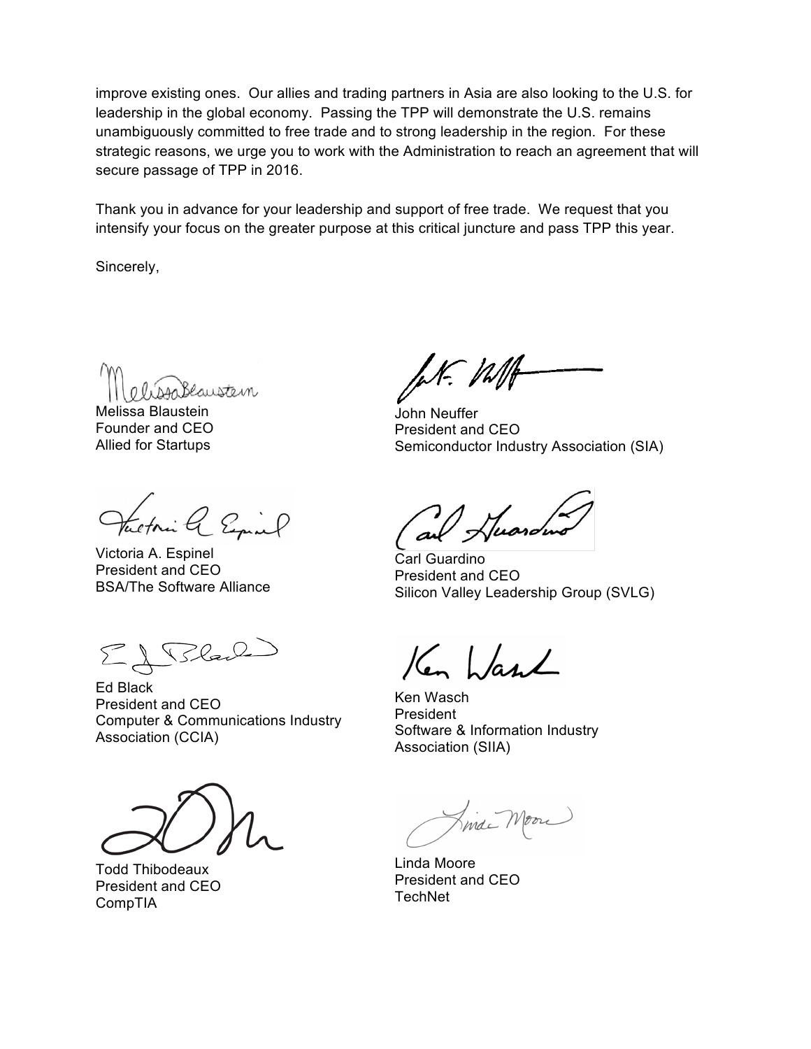improve existing ones. Our allies and trading partners in Asia are also looking to the U.S. for leadership in the global economy. Passing the TPP will demonstrate the U.S. remains unambiguously committed to free trade and to strong leadership in the region. For these strategic reasons, we urge you to work with the Administration to reach an agreement that will secure passage of TPP in 2016.

Thank you in advance for your leadership and support of free trade. We request that you intensify your focus on the greater purpose at this critical juncture and pass TPP this year.

Sincerely,

Melissa Blaustein
Founder and CEO
Allied for Startups

John Neuffer
President and CEO
Semiconductor Industry Association (SIA)

Victoria A. Espinel
President and CEO
BSA/The Software Alliance

Carl Guardino
President and CEO
Silicon Valley Leadership Group (SVLG)

Ed Black
President and CEO
Computer & Communications Industry Association (CCIA)

Ken Wasch
President
Software & Information Industry Association (SIIA)

Todd Thibodeaux
President and CEO
CompTIA

Linda Moore
President and CEO
TechNet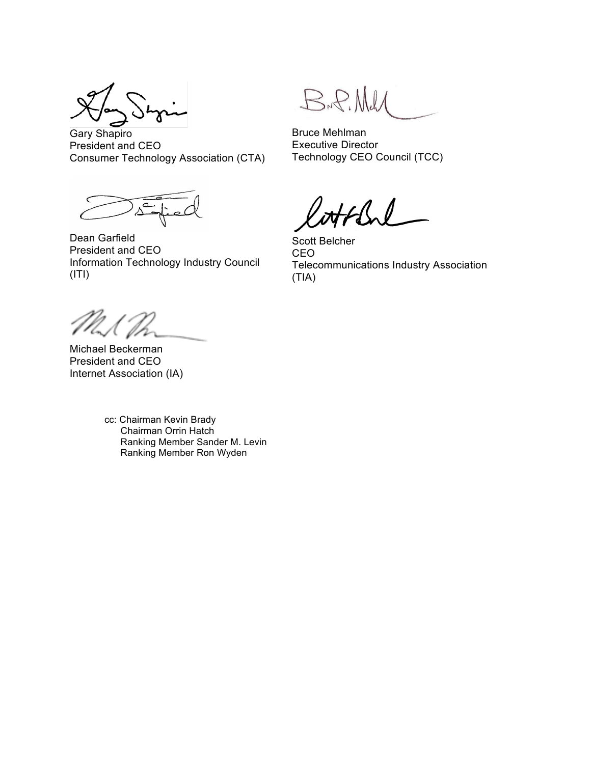Gary Shapiro
President and CEO
Consumer Technology Association (CTA)

Bruce Mehlman
Executive Director
Technology CEO Council (TCC)

Dean Garfield
President and CEO
Information Technology Industry Council (ITI)

Scott Belcher
CEO
Telecommunications Industry Association (TIA)

Michael Beckerman
President and CEO
Internet Association (IA)

cc: Chairman Kevin Brady
Chairman Orrin Hatch
Ranking Member Sander M. Levin
Ranking Member Ron Wyden